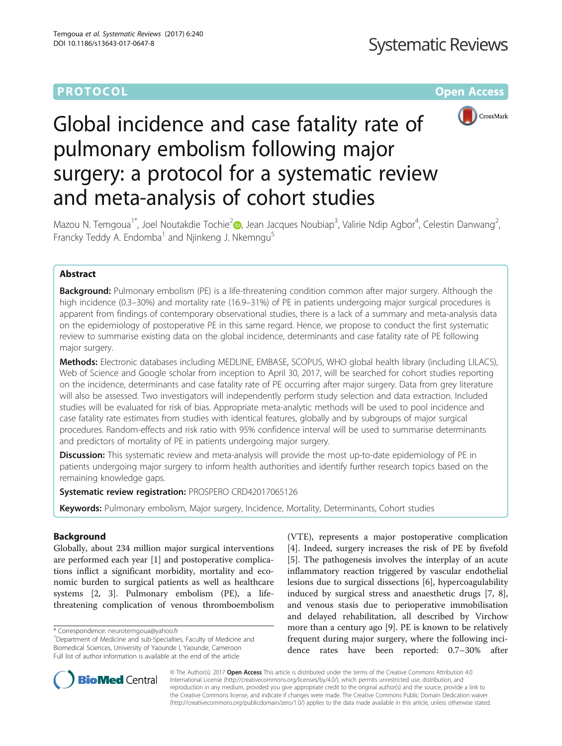**PROTOCOL** **Open Access**

# Global incidence and case fatality rate of pulmonary embolism following major surgery: a protocol for a systematic review and meta-analysis of cohort studies

Mazou N. Temgoua[1*], Joel Noutakdie Tochie[2], Jean Jacques Noubiap[3], Valirie Ndip Agbor[4], Celestin Danwang[2], Francky Teddy A. Endomba[1] and Njinkeng J. Nkemngu[5]

## Abstract

**Background:** Pulmonary embolism (PE) is a life-threatening condition common after major surgery. Although the high incidence (0.3–30%) and mortality rate (16.9–31%) of PE in patients undergoing major surgical procedures is apparent from findings of contemporary observational studies, there is a lack of a summary and meta-analysis data on the epidemiology of postoperative PE in this same regard. Hence, we propose to conduct the first systematic review to summarise existing data on the global incidence, determinants and case fatality rate of PE following major surgery.

**Methods:** Electronic databases including MEDLINE, EMBASE, SCOPUS, WHO global health library (including LILACS), Web of Science and Google scholar from inception to April 30, 2017, will be searched for cohort studies reporting on the incidence, determinants and case fatality rate of PE occurring after major surgery. Data from grey literature will also be assessed. Two investigators will independently perform study selection and data extraction. Included studies will be evaluated for risk of bias. Appropriate meta-analytic methods will be used to pool incidence and case fatality rate estimates from studies with identical features, globally and by subgroups of major surgical procedures. Random-effects and risk ratio with 95% confidence interval will be used to summarise determinants and predictors of mortality of PE in patients undergoing major surgery.

**Discussion:** This systematic review and meta-analysis will provide the most up-to-date epidemiology of PE in patients undergoing major surgery to inform health authorities and identify further research topics based on the remaining knowledge gaps.

**Systematic review registration:** PROSPERO CRD42017065126

**Keywords:** Pulmonary embolism, Major surgery, Incidence, Mortality, Determinants, Cohort studies

## Background

Globally, about 234 million major surgical interventions are performed each year [1] and postoperative complications inflict a significant morbidity, mortality and economic burden to surgical patients as well as healthcare systems [2, 3]. Pulmonary embolism (PE), a life-threatening complication of venous thromboembolism (VTE), represents a major postoperative complication [4]. Indeed, surgery increases the risk of PE by fivefold [5]. The pathogenesis involves the interplay of an acute inflammatory reaction triggered by vascular endothelial lesions due to surgical dissections [6], hypercoagulability induced by surgical stress and anaesthetic drugs [7, 8], and venous stasis due to perioperative immobilisation and delayed rehabilitation, all described by Virchow more than a century ago [9]. PE is known to be relatively frequent during major surgery, where the following incidence rates have been reported: 0.7–30% after

* Correspondence: neurotemgoua@yahoo.fr
[1]Department of Medicine and sub-Specialties, Faculty of Medicine and Biomedical Sciences, University of Yaounde I, Yaounde, Cameroon
Full list of author information is available at the end of the article

© The Author(s). 2017 **Open Access** This article is distributed under the terms of the Creative Commons Attribution 4.0 International License (http://creativecommons.org/licenses/by/4.0/), which permits unrestricted use, distribution, and reproduction in any medium, provided you give appropriate credit to the original author(s) and the source, provide a link to the Creative Commons license, and indicate if changes were made. The Creative Commons Public Domain Dedication waiver (http://creativecommons.org/publicdomain/zero/1.0/) applies to the data made available in this article, unless otherwise stated.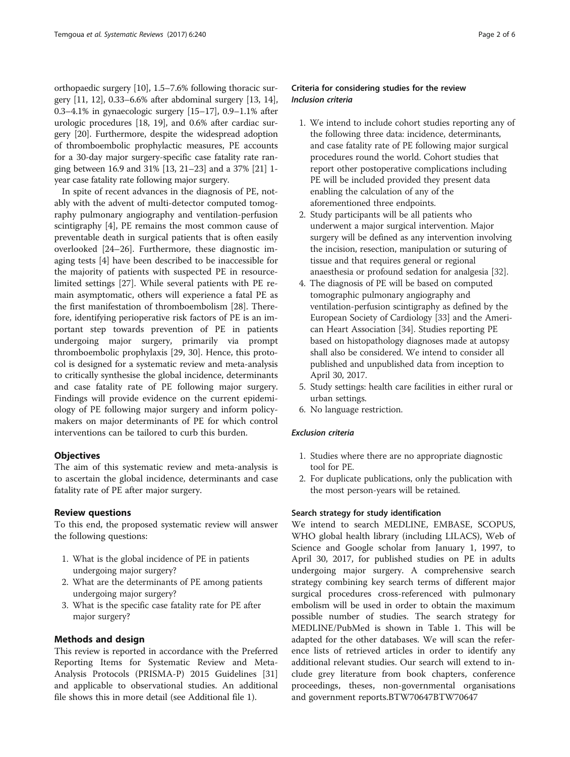orthopaedic surgery [10], 1.5–7.6% following thoracic surgery [11, 12], 0.33–6.6% after abdominal surgery [13, 14], 0.3–4.1% in gynaecologic surgery [15–17], 0.9–1.1% after urologic procedures [18, 19], and 0.6% after cardiac surgery [20]. Furthermore, despite the widespread adoption of thromboembolic prophylactic measures, PE accounts for a 30-day major surgery-specific case fatality rate ranging between 16.9 and 31% [13, 21–23] and a 37% [21] 1-year case fatality rate following major surgery.

In spite of recent advances in the diagnosis of PE, notably with the advent of multi-detector computed tomography pulmonary angiography and ventilation-perfusion scintigraphy [4], PE remains the most common cause of preventable death in surgical patients that is often easily overlooked [24–26]. Furthermore, these diagnostic imaging tests [4] have been described to be inaccessible for the majority of patients with suspected PE in resource-limited settings [27]. While several patients with PE remain asymptomatic, others will experience a fatal PE as the first manifestation of thromboembolism [28]. Therefore, identifying perioperative risk factors of PE is an important step towards prevention of PE in patients undergoing major surgery, primarily via prompt thromboembolic prophylaxis [29, 30]. Hence, this protocol is designed for a systematic review and meta-analysis to critically synthesise the global incidence, determinants and case fatality rate of PE following major surgery. Findings will provide evidence on the current epidemiology of PE following major surgery and inform policymakers on major determinants of PE for which control interventions can be tailored to curb this burden.

## Objectives

The aim of this systematic review and meta-analysis is to ascertain the global incidence, determinants and case fatality rate of PE after major surgery.

## Review questions

To this end, the proposed systematic review will answer the following questions:

1. What is the global incidence of PE in patients undergoing major surgery?
2. What are the determinants of PE among patients undergoing major surgery?
3. What is the specific case fatality rate for PE after major surgery?

## Methods and design

This review is reported in accordance with the Preferred Reporting Items for Systematic Review and Meta-Analysis Protocols (PRISMA-P) 2015 Guidelines [31] and applicable to observational studies. An additional file shows this in more detail (see Additional file 1).

### Criteria for considering studies for the review

#### *Inclusion criteria*

1. We intend to include cohort studies reporting any of the following three data: incidence, determinants, and case fatality rate of PE following major surgical procedures round the world. Cohort studies that report other postoperative complications including PE will be included provided they present data enabling the calculation of any of the aforementioned three endpoints.
2. Study participants will be all patients who underwent a major surgical intervention. Major surgery will be defined as any intervention involving the incision, resection, manipulation or suturing of tissue and that requires general or regional anaesthesia or profound sedation for analgesia [32].
4. The diagnosis of PE will be based on computed tomographic pulmonary angiography and ventilation-perfusion scintigraphy as defined by the European Society of Cardiology [33] and the American Heart Association [34]. Studies reporting PE based on histopathology diagnoses made at autopsy shall also be considered. We intend to consider all published and unpublished data from inception to April 30, 2017.
5. Study settings: health care facilities in either rural or urban settings.
6. No language restriction.

#### *Exclusion criteria*

1. Studies where there are no appropriate diagnostic tool for PE.
2. For duplicate publications, only the publication with the most person-years will be retained.

### Search strategy for study identification

We intend to search MEDLINE, EMBASE, SCOPUS, WHO global health library (including LILACS), Web of Science and Google scholar from January 1, 1997, to April 30, 2017, for published studies on PE in adults undergoing major surgery. A comprehensive search strategy combining key search terms of different major surgical procedures cross-referenced with pulmonary embolism will be used in order to obtain the maximum possible number of studies. The search strategy for MEDLINE/PubMed is shown in Table 1. This will be adapted for the other databases. We will scan the reference lists of retrieved articles in order to identify any additional relevant studies. Our search will extend to include grey literature from book chapters, conference proceedings, theses, non-governmental organisations and government reports.BTW70647BTW70647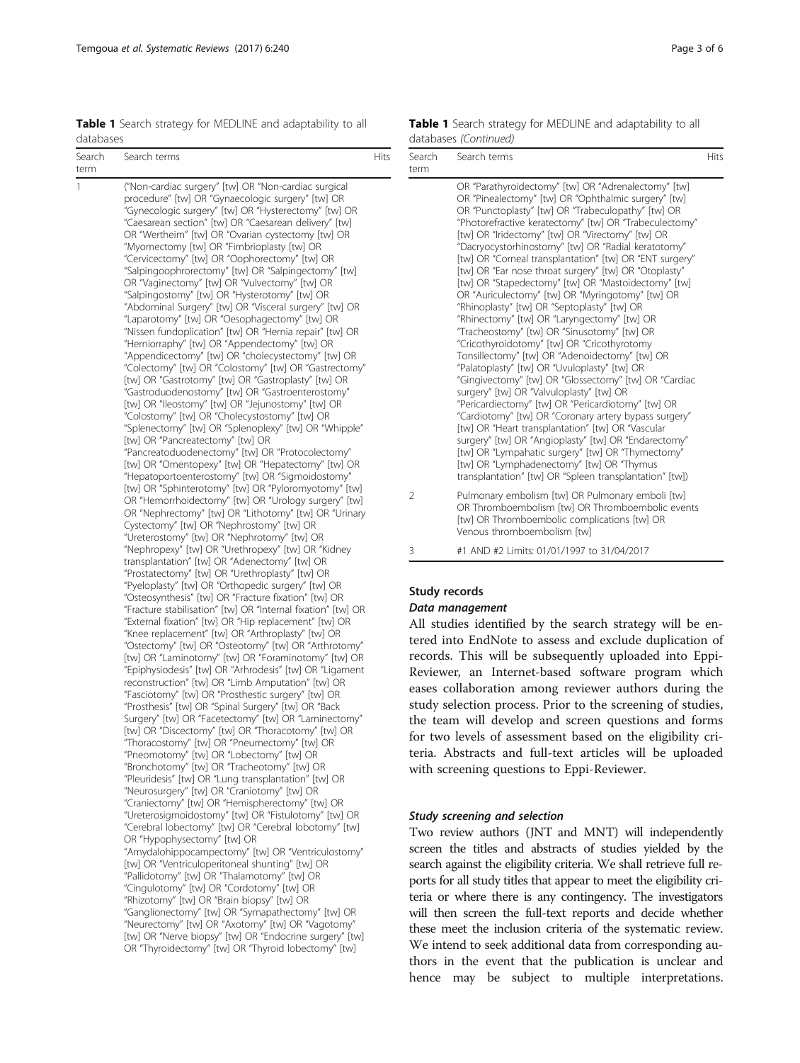**Table 1** Search strategy for MEDLINE and adaptability to all databases

| Search term | Search terms | Hits |
| --- | --- | --- |
| 1 | ("Non-cardiac surgery" [tw] OR "Non-cardiac surgical procedure" [tw] OR "Gynaecologic surgery" [tw] OR "Gynecologic surgery" [tw] OR "Hysterectomy" [tw] OR "Caesarean section" [tw] OR "Caesarean delivery" [tw] OR "Wertheim" [tw] OR "Ovarian cystectomy [tw] OR "Myomectomy [tw] OR "Fimbrioplasty [tw] OR "Cervicectomy" [tw] OR "Oophorectomy" [tw] OR "Salpingoophrorectomy" [tw] OR "Salpingectomy" [tw] OR "Vaginectomy" [tw] OR "Vulvectomy" [tw] OR "Salpingostomy" [tw] OR "Hysterotomy" [tw] OR "Abdominal Surgery" [tw] OR "Visceral surgery" [tw] OR "Laparotomy" [tw] OR "Oesophagectomy" [tw] OR "Nissen fundoplication" [tw] OR "Hernia repair" [tw] OR "Herniorraphy" [tw] OR "Appendectomy" [tw] OR "Appendicectomy" [tw] OR "cholecystectomy" [tw] OR "Colectomy" [tw] OR "Colostomy" [tw] OR "Gastrectomy" [tw] OR "Gastrotomy" [tw] OR "Gastroplasty" [tw] OR "Gastroduodenostomy" [tw] OR "Gastroenterostomy" [tw] OR "Ileostomy" [tw] OR "Jejunostomy" [tw] OR "Colostomy" [tw] OR "Cholecystostomy" [tw] OR "Splenectomy" [tw] OR "Splenoplexy" [tw] OR "Whipple" [tw] OR "Pancreatectomy" [tw] OR "Pancreatoduodenectomy" [tw] OR "Protocolectomy" [tw] OR "Omentopexy" [tw] OR "Hepatectomy" [tw] OR "Hepatoportoenterostomy" [tw] OR "Sigmoidostomy" [tw] OR "Sphinterotomy" [tw] OR "Pyloromyotomy" [tw] OR "Hemorrhoidectomy" [tw] OR "Urology surgery" [tw] OR "Nephrectomy" [tw] OR "Lithotomy" [tw] OR "Urinary Cystectomy" [tw] OR "Nephrostomy" [tw] OR "Ureterostomy" [tw] OR "Nephrotomy" [tw] OR "Nephropexy" [tw] OR "Urethropexy" [tw] OR "Kidney transplantation" [tw] OR "Adenectomy" [tw] OR "Prostatectomy" [tw] OR "Urethroplasty" [tw] OR "Pyeloplasty" [tw] OR "Orthopedic surgery" [tw] OR "Osteosynthesis" [tw] OR "Fracture fixation" [tw] OR "Fracture stabilisation" [tw] OR "Internal fixation" [tw] OR "External fixation" [tw] OR "Hip replacement" [tw] OR "Knee replacement" [tw] OR "Arthroplasty" [tw] OR "Ostectomy" [tw] OR "Osteotomy" [tw] OR "Arthrotomy" [tw] OR "Laminotomy" [tw] OR "Foraminotomy" [tw] OR "Epiphysiodesis" [tw] OR "Arhrodesis" [tw] OR "Ligament reconstruction" [tw] OR "Limb Amputation" [tw] OR "Fasciotomy" [tw] OR "Prosthestic surgery" [tw] OR "Prosthesis" [tw] OR "Spinal Surgery" [tw] OR "Back Surgery" [tw] OR "Facetectomy" [tw] OR "Laminectomy" [tw] OR "Discectomy" [tw] OR "Thoracotomy" [tw] OR "Thoracostomy" [tw] OR "Pneumectomy" [tw] OR "Pneomotomy" [tw] OR "Lobectomy" [tw] OR "Bronchotomy" [tw] OR "Tracheotomy" [tw] OR "Pleuridesis" [tw] OR "Lung transplantation" [tw] OR "Neurosurgery" [tw] OR "Craniotomy" [tw] OR "Craniectomy" [tw] OR "Hemispherectomy" [tw] OR "Ureterosigmoidostomy" [tw] OR "Fistulotomy" [tw] OR "Cerebral lobectomy" [tw] OR "Cerebral lobotomy" [tw] OR "Hypophysectomy" [tw] OR "Amydalohippocampectomy" [tw] OR "Ventriculostomy" [tw] OR "Ventriculoperitoneal shunting" [tw] OR "Pallidotomy" [tw] OR "Thalamotomy" [tw] OR "Cingulotomy" [tw] OR "Cordotomy" [tw] OR "Rhizotomy" [tw] OR "Brain biopsy" [tw] OR "Ganglionectomy" [tw] OR "Symapathectomy" [tw] OR "Neurectomy" [tw] OR "Axotomy" [tw] OR "Vagotomy" [tw] OR "Nerve biopsy" [tw] OR "Endocrine surgery" [tw] OR "Thyroidectomy" [tw] OR "Thyroid lobectomy" [tw] OR "Parathyroidectomy" [tw] OR "Adrenalectomy" [tw] OR "Pinealectomy" [tw] OR "Ophthalmic surgery" [tw] OR "Punctoplasty" [tw] OR "Trabeculopathy" [tw] OR "Photorefractive keratectomy" [tw] OR "Trabeculectomy" [tw] OR "Iridectomy" [tw] OR "Virectomy" [tw] OR "Dacryocystorhinostomy" [tw] OR "Radial keratotomy" [tw] OR "Corneal transplantation" [tw] OR "ENT surgery" [tw] OR "Ear nose throat surgery" [tw] OR "Otoplasty" [tw] OR "Stapedectomy" [tw] OR "Mastoidectomy" [tw] OR "Auriculectomy" [tw] OR "Myringotomy" [tw] OR "Rhinoplasty" [tw] OR "Septoplasty" [tw] OR "Rhinectomy" [tw] OR "Laryngectomy" [tw] OR "Tracheostomy" [tw] OR "Sinusotomy" [tw] OR "Cricothyroidotomy" [tw] OR "Cricothyrotomy Tonsillectomy" [tw] OR "Adenoidectomy" [tw] OR "Palatoplasty" [tw] OR "Uvuloplasty" [tw] OR "Gingivectomy" [tw] OR "Glossectomy" [tw] OR "Cardiac surgery" [tw] OR "Valvuloplasty" [tw] OR "Pericardiectomy" [tw] OR "Pericardiotomy" [tw] OR "Cardiotomy" [tw] OR "Coronary artery bypass surgery" [tw] OR "Heart transplantation" [tw] OR "Vascular surgery" [tw] OR "Angioplasty" [tw] OR "Endarectomy" [tw] OR "Lympahatic surgery" [tw] OR "Thymectomy" [tw] OR "Lymphadenectomy" [tw] OR "Thymus transplantation" [tw] OR "Spleen transplantation" [tw]) | |
| 2 | Pulmonary embolism [tw] OR Pulmonary emboli [tw] OR Thromboembolism [tw] OR Thromboembolic events [tw] OR Thromboembolic complications [tw] OR Venous thromboembolism [tw] | |
| 3 | #1 AND #2 Limits: 01/01/1997 to 31/04/2017 | |

### Study records

#### Data management

All studies identified by the search strategy will be entered into EndNote to assess and exclude duplication of records. This will be subsequently uploaded into Eppi-Reviewer, an Internet-based software program which eases collaboration among reviewer authors during the study selection process. Prior to the screening of studies, the team will develop and screen questions and forms for two levels of assessment based on the eligibility criteria. Abstracts and full-text articles will be uploaded with screening questions to Eppi-Reviewer.

#### Study screening and selection

Two review authors (JNT and MNT) will independently screen the titles and abstracts of studies yielded by the search against the eligibility criteria. We shall retrieve full reports for all study titles that appear to meet the eligibility criteria or where there is any contingency. The investigators will then screen the full-text reports and decide whether these meet the inclusion criteria of the systematic review. We intend to seek additional data from corresponding authors in the event that the publication is unclear and hence may be subject to multiple interpretations.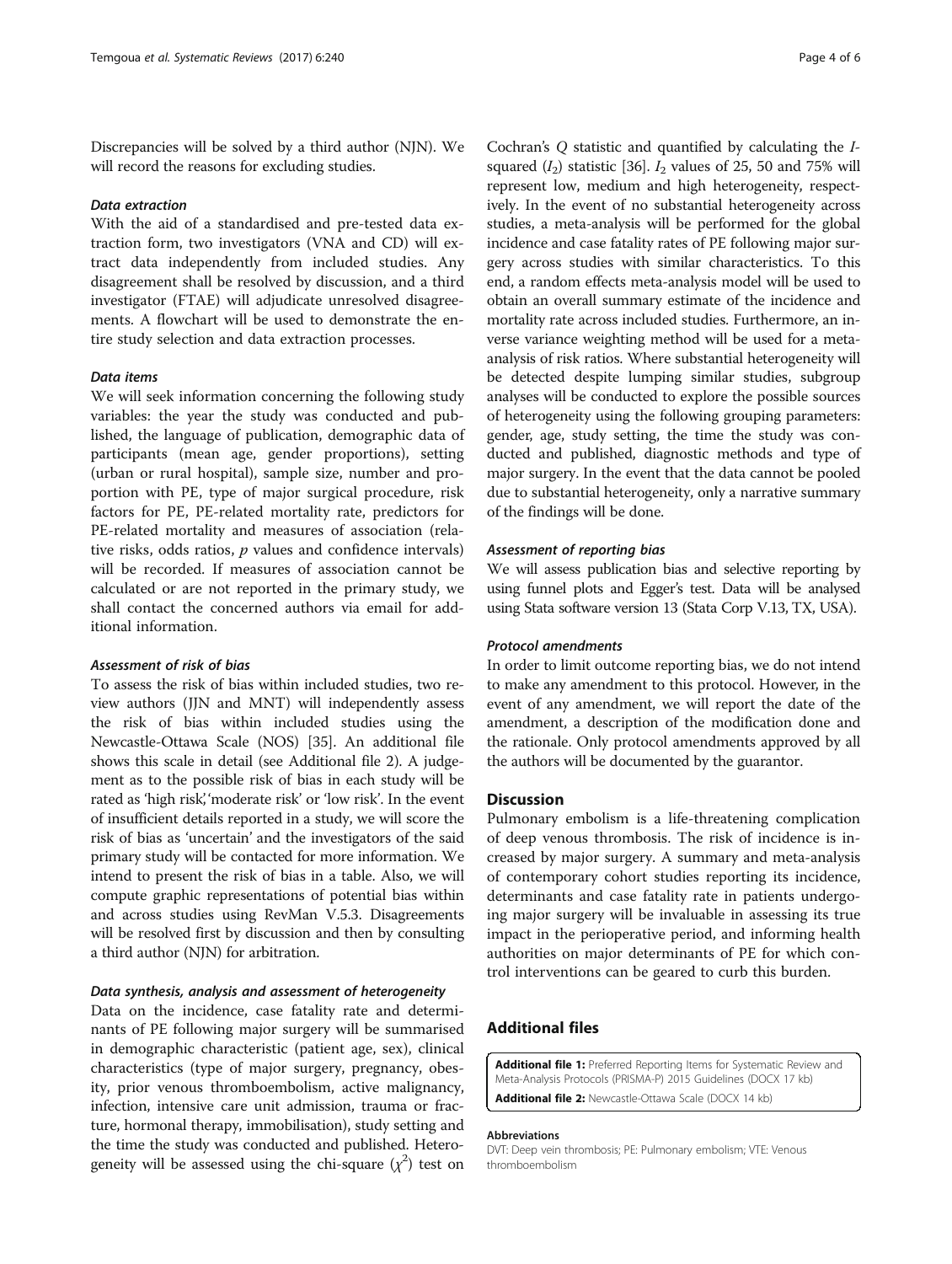Discrepancies will be solved by a third author (NJN). We will record the reasons for excluding studies.

#### Data extraction

With the aid of a standardised and pre-tested data extraction form, two investigators (VNA and CD) will extract data independently from included studies. Any disagreement shall be resolved by discussion, and a third investigator (FTAE) will adjudicate unresolved disagreements. A flowchart will be used to demonstrate the entire study selection and data extraction processes.

#### Data items

We will seek information concerning the following study variables: the year the study was conducted and published, the language of publication, demographic data of participants (mean age, gender proportions), setting (urban or rural hospital), sample size, number and proportion with PE, type of major surgical procedure, risk factors for PE, PE-related mortality rate, predictors for PE-related mortality and measures of association (relative risks, odds ratios, $p$ values and confidence intervals) will be recorded. If measures of association cannot be calculated or are not reported in the primary study, we shall contact the concerned authors via email for additional information.

#### Assessment of risk of bias

To assess the risk of bias within included studies, two review authors (JJN and MNT) will independently assess the risk of bias within included studies using the Newcastle-Ottawa Scale (NOS) [35]. An additional file shows this scale in detail (see Additional file 2). A judgement as to the possible risk of bias in each study will be rated as 'high risk', 'moderate risk' or 'low risk'. In the event of insufficient details reported in a study, we will score the risk of bias as 'uncertain' and the investigators of the said primary study will be contacted for more information. We intend to present the risk of bias in a table. Also, we will compute graphic representations of potential bias within and across studies using RevMan V.5.3. Disagreements will be resolved first by discussion and then by consulting a third author (NJN) for arbitration.

#### Data synthesis, analysis and assessment of heterogeneity

Data on the incidence, case fatality rate and determinants of PE following major surgery will be summarised in demographic characteristic (patient age, sex), clinical characteristics (type of major surgery, pregnancy, obesity, prior venous thromboembolism, active malignancy, infection, intensive care unit admission, trauma or fracture, hormonal therapy, immobilisation), study setting and the time the study was conducted and published. Heterogeneity will be assessed using the chi-square ($\chi^2$) test on Cochran's $Q$ statistic and quantified by calculating the $I$-squared ($I_2$) statistic [36]. $I_2$ values of 25, 50 and 75% will represent low, medium and high heterogeneity, respectively. In the event of no substantial heterogeneity across studies, a meta-analysis will be performed for the global incidence and case fatality rates of PE following major surgery across studies with similar characteristics. To this end, a random effects meta-analysis model will be used to obtain an overall summary estimate of the incidence and mortality rate across included studies. Furthermore, an inverse variance weighting method will be used for a meta-analysis of risk ratios. Where substantial heterogeneity will be detected despite lumping similar studies, subgroup analyses will be conducted to explore the possible sources of heterogeneity using the following grouping parameters: gender, age, study setting, the time the study was conducted and published, diagnostic methods and type of major surgery. In the event that the data cannot be pooled due to substantial heterogeneity, only a narrative summary of the findings will be done.

#### Assessment of reporting bias

We will assess publication bias and selective reporting by using funnel plots and Egger's test. Data will be analysed using Stata software version 13 (Stata Corp V.13, TX, USA).

#### Protocol amendments

In order to limit outcome reporting bias, we do not intend to make any amendment to this protocol. However, in the event of any amendment, we will report the date of the amendment, a description of the modification done and the rationale. Only protocol amendments approved by all the authors will be documented by the guarantor.

## Discussion

Pulmonary embolism is a life-threatening complication of deep venous thrombosis. The risk of incidence is increased by major surgery. A summary and meta-analysis of contemporary cohort studies reporting its incidence, determinants and case fatality rate in patients undergoing major surgery will be invaluable in assessing its true impact in the perioperative period, and informing health authorities on major determinants of PE for which control interventions can be geared to curb this burden.

## Additional files

**Additional file 1:** Preferred Reporting Items for Systematic Review and Meta-Analysis Protocols (PRISMA-P) 2015 Guidelines (DOCX 17 kb)

**Additional file 2:** Newcastle-Ottawa Scale (DOCX 14 kb)

#### Abbreviations

DVT: Deep vein thrombosis; PE: Pulmonary embolism; VTE: Venous thromboembolism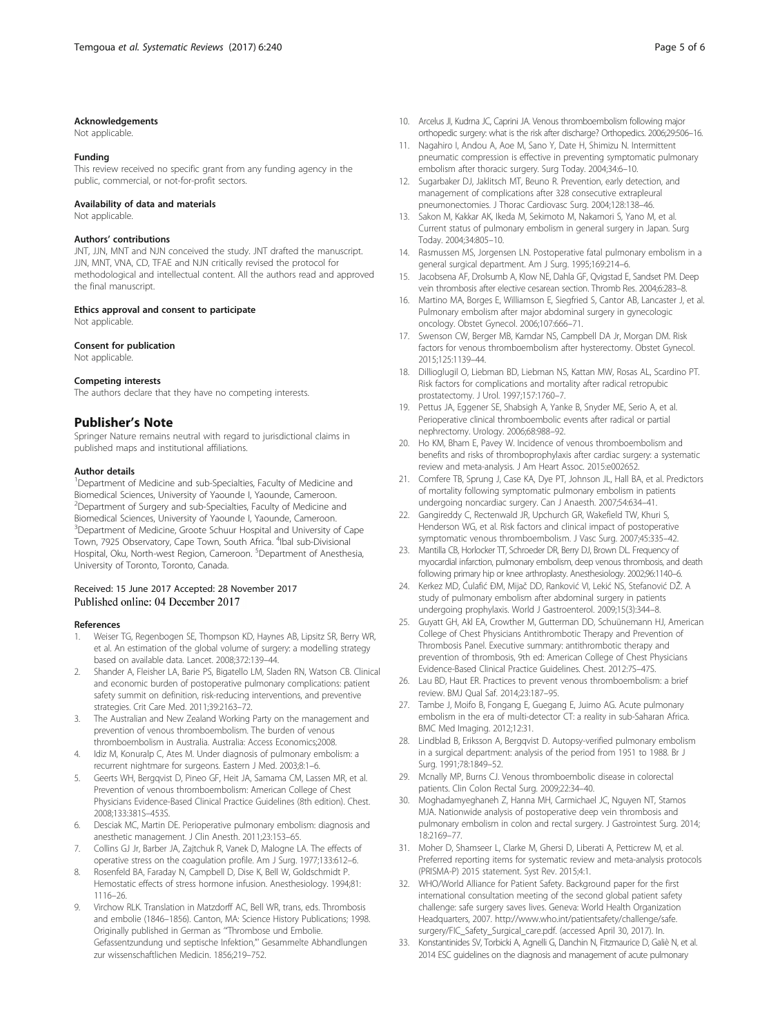#### Acknowledgements

Not applicable.

#### Funding

This review received no specific grant from any funding agency in the public, commercial, or not-for-profit sectors.

#### Availability of data and materials

Not applicable.

#### Authors' contributions

JNT, JJN, MNT and NJN conceived the study. JNT drafted the manuscript. JJN, MNT, VNA, CD, TFAE and NJN critically revised the protocol for methodological and intellectual content. All the authors read and approved the final manuscript.

#### Ethics approval and consent to participate

Not applicable.

#### Consent for publication

Not applicable.

#### Competing interests

The authors declare that they have no competing interests.

## Publisher's Note

Springer Nature remains neutral with regard to jurisdictional claims in published maps and institutional affiliations.

#### Author details

[1]Department of Medicine and sub-Specialties, Faculty of Medicine and Biomedical Sciences, University of Yaounde I, Yaounde, Cameroon. [2]Department of Surgery and sub-Specialties, Faculty of Medicine and Biomedical Sciences, University of Yaounde I, Yaounde, Cameroon. [3]Department of Medicine, Groote Schuur Hospital and University of Cape Town, 7925 Observatory, Cape Town, South Africa. [4]Ibal sub-Divisional Hospital, Oku, North-west Region, Cameroon. [5]Department of Anesthesia, University of Toronto, Toronto, Canada.

Received: 15 June 2017 Accepted: 28 November 2017
Published online: 04 December 2017

#### References

1. Weiser TG, Regenbogen SE, Thompson KD, Haynes AB, Lipsitz SR, Berry WR, et al. An estimation of the global volume of surgery: a modelling strategy based on available data. Lancet. 2008;372:139–44.
2. Shander A, Fleisher LA, Barie PS, Bigatello LM, Sladen RN, Watson CB. Clinical and economic burden of postoperative pulmonary complications: patient safety summit on definition, risk-reducing interventions, and preventive strategies. Crit Care Med. 2011;39:2163–72.
3. The Australian and New Zealand Working Party on the management and prevention of venous thromboembolism. The burden of venous thromboembolism in Australia. Australia: Access Economics;2008.
4. Idiz M, Konuralp C, Ates M. Under diagnosis of pulmonary embolism: a recurrent nightmare for surgeons. Eastern J Med. 2003;8:1–6.
5. Geerts WH, Bergqvist D, Pineo GF, Heit JA, Samama CM, Lassen MR, et al. Prevention of venous thromboembolism: American College of Chest Physicians Evidence-Based Clinical Practice Guidelines (8th edition). Chest. 2008;133:381S–453S.
6. Desciak MC, Martin DE. Perioperative pulmonary embolism: diagnosis and anesthetic management. J Clin Anesth. 2011;23:153–65.
7. Collins GJ Jr, Barber JA, Zajtchuk R, Vanek D, Malogne LA. The effects of operative stress on the coagulation profile. Am J Surg. 1977;133:612–6.
8. Rosenfeld BA, Faraday N, Campbell D, Dise K, Bell W, Goldschmidt P. Hemostatic effects of stress hormone infusion. Anesthesiology. 1994;81:1116–26.
9. Virchow RLK. Translation in Matzdorff AC, Bell WR, trans, eds. Thrombosis and embolie (1846–1856). Canton, MA: Science History Publications; 1998. Originally published in German as "Thrombose und Embolie. Gefassentzundung und septische Infektion," Gesammelte Abhandlungen zur wissenschaftlichen Medicin. 1856;219–752.
10. Arcelus JI, Kudrna JC, Caprini JA. Venous thromboembolism following major orthopedic surgery: what is the risk after discharge? Orthopedics. 2006;29:506–16.
11. Nagahiro I, Andou A, Aoe M, Sano Y, Date H, Shimizu N. Intermittent pneumatic compression is effective in preventing symptomatic pulmonary embolism after thoracic surgery. Surg Today. 2004;34:6–10.
12. Sugarbaker DJ, Jaklitsch MT, Beuno R. Prevention, early detection, and management of complications after 328 consecutive extrapleural pneumonectomies. J Thorac Cardiovasc Surg. 2004;128:138–46.
13. Sakon M, Kakkar AK, Ikeda M, Sekimoto M, Nakamori S, Yano M, et al. Current status of pulmonary embolism in general surgery in Japan. Surg Today. 2004;34:805–10.
14. Rasmussen MS, Jorgensen LN. Postoperative fatal pulmonary embolism in a general surgical department. Am J Surg. 1995;169:214–6.
15. Jacobsena AF, Drolsumb A, Klow NE, Dahla GF, Qvigstad E, Sandset PM. Deep vein thrombosis after elective cesarean section. Thromb Res. 2004;6:283–8.
16. Martino MA, Borges E, Williamson E, Siegfried S, Cantor AB, Lancaster J, et al. Pulmonary embolism after major abdominal surgery in gynecologic oncology. Obstet Gynecol. 2006;107:666–71.
17. Swenson CW, Berger MB, Kamdar NS, Campbell DA Jr, Morgan DM. Risk factors for venous thromboembolism after hysterectomy. Obstet Gynecol. 2015;125:1139–44.
18. Dillioglugil O, Liebman BD, Liebman NS, Kattan MW, Rosas AL, Scardino PT. Risk factors for complications and mortality after radical retropubic prostatectomy. J Urol. 1997;157:1760–7.
19. Pettus JA, Eggener SE, Shabsigh A, Yanke B, Snyder ME, Serio A, et al. Perioperative clinical thromboembolic events after radical or partial nephrectomy. Urology. 2006;68:988–92.
20. Ho KM, Bham E, Pavey W. Incidence of venous thromboembolism and benefits and risks of thromboprophylaxis after cardiac surgery: a systematic review and meta-analysis. J Am Heart Assoc. 2015:e002652.
21. Comfere TB, Sprung J, Case KA, Dye PT, Johnson JL, Hall BA, et al. Predictors of mortality following symptomatic pulmonary embolism in patients undergoing noncardiac surgery. Can J Anaesth. 2007;54:634–41.
22. Gangireddy C, Rectenwald JR, Upchurch GR, Wakefield TW, Khuri S, Henderson WG, et al. Risk factors and clinical impact of postoperative symptomatic venous thromboembolism. J Vasc Surg. 2007;45:335–42.
23. Mantilla CB, Horlocker TT, Schroeder DR, Berry DJ, Brown DL. Frequency of myocardial infarction, pulmonary embolism, deep venous thrombosis, and death following primary hip or knee arthroplasty. Anesthesiology. 2002;96:1140–6.
24. Kerkez MD, Ćulafić ĐM, Mijač DD, Ranković VI, Lekić NS, Stefanović DŽ. A study of pulmonary embolism after abdominal surgery in patients undergoing prophylaxis. World J Gastroenterol. 2009;15(3):344–8.
25. Guyatt GH, Akl EA, Crowther M, Gutterman DD, Schuünemann HJ, American College of Chest Physicians Antithrombotic Therapy and Prevention of Thrombosis Panel. Executive summary: antithrombotic therapy and prevention of thrombosis, 9th ed: American College of Chest Physicians Evidence-Based Clinical Practice Guidelines. Chest. 2012:7S–47S.
26. Lau BD, Haut ER. Practices to prevent venous thromboembolism: a brief review. BMJ Qual Saf. 2014;23:187–95.
27. Tambe J, Moifo B, Fongang E, Guegang E, Juimo AG. Acute pulmonary embolism in the era of multi-detector CT: a reality in sub-Saharan Africa. BMC Med Imaging. 2012;12:31.
28. Lindblad B, Eriksson A, Bergqvist D. Autopsy-verified pulmonary embolism in a surgical department: analysis of the period from 1951 to 1988. Br J Surg. 1991;78:1849–52.
29. Mcnally MP, Burns CJ. Venous thromboembolic disease in colorectal patients. Clin Colon Rectal Surg. 2009;22:34–40.
30. Moghadamyeghaneh Z, Hanna MH, Carmichael JC, Nguyen NT, Stamos MJA. Nationwide analysis of postoperative deep vein thrombosis and pulmonary embolism in colon and rectal surgery. J Gastrointest Surg. 2014;18:2169–77.
31. Moher D, Shamseer L, Clarke M, Ghersi D, Liberati A, Petticrew M, et al. Preferred reporting items for systematic review and meta-analysis protocols (PRISMA-P) 2015 statement. Syst Rev. 2015;4:1.
32. WHO/World Alliance for Patient Safety. Background paper for the first international consultation meeting of the second global patient safety challenge: safe surgery saves lives. Geneva: World Health Organization Headquarters, 2007. http://www.who.int/patientsafety/challenge/safe.surgery/FIC_Safety_Surgical_care.pdf. (accessed April 30, 2017). In.
33. Konstantinides SV, Torbicki A, Agnelli G, Danchin N, Fitzmaurice D, Galiè N, et al. 2014 ESC guidelines on the diagnosis and management of acute pulmonary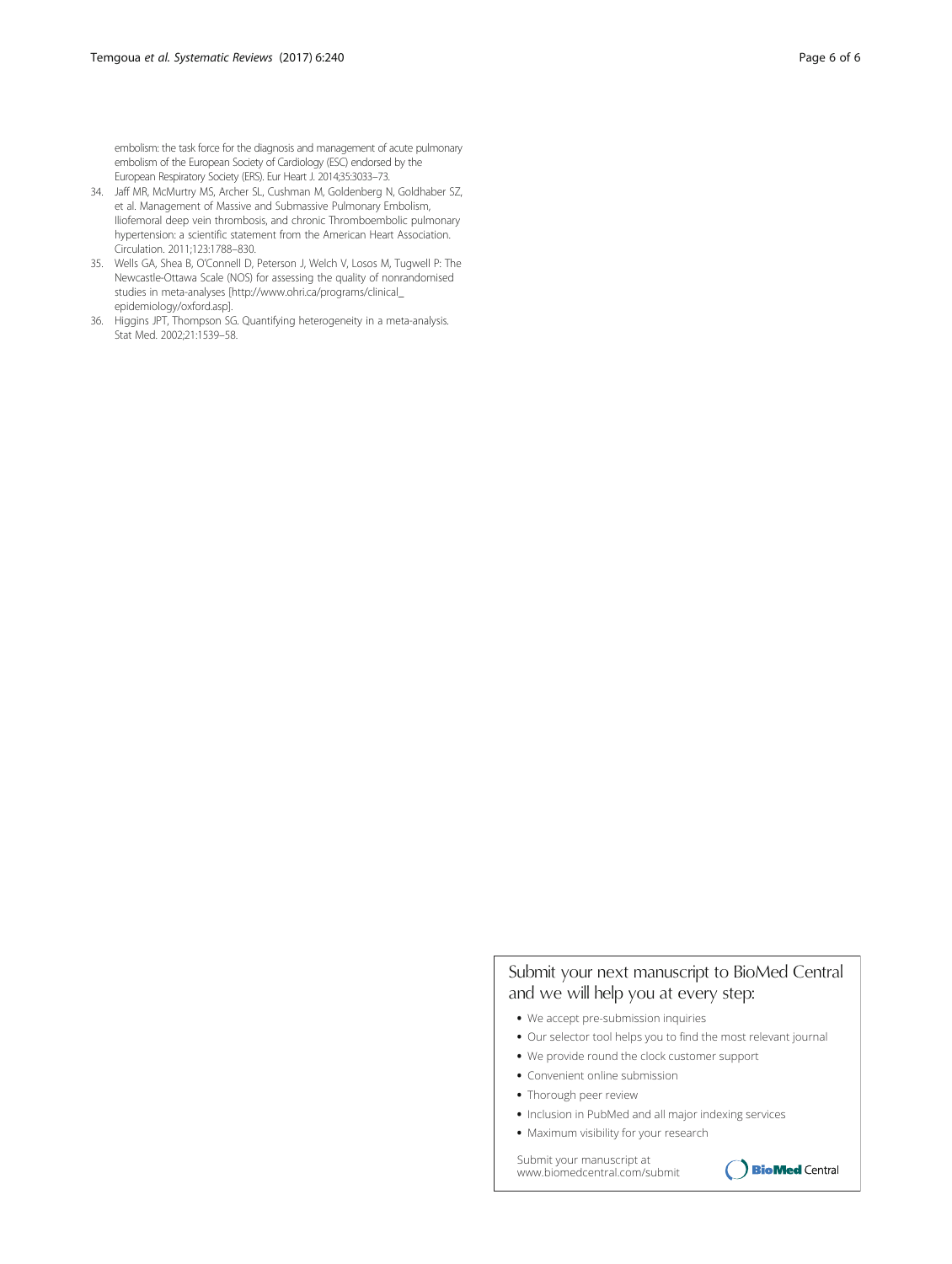embolism: the task force for the diagnosis and management of acute pulmonary embolism of the European Society of Cardiology (ESC) endorsed by the European Respiratory Society (ERS). Eur Heart J. 2014;35:3033–73.

34. Jaff MR, McMurtry MS, Archer SL, Cushman M, Goldenberg N, Goldhaber SZ, et al. Management of Massive and Submassive Pulmonary Embolism, Iliofemoral deep vein thrombosis, and chronic Thromboembolic pulmonary hypertension: a scientific statement from the American Heart Association. Circulation. 2011;123:1788–830.
35. Wells GA, Shea B, O'Connell D, Peterson J, Welch V, Losos M, Tugwell P: The Newcastle-Ottawa Scale (NOS) for assessing the quality of nonrandomised studies in meta-analyses [http://www.ohri.ca/programs/clinical_epidemiology/oxford.asp].
36. Higgins JPT, Thompson SG. Quantifying heterogeneity in a meta-analysis. Stat Med. 2002;21:1539–58.

Submit your next manuscript to BioMed Central and we will help you at every step:

- We accept pre-submission inquiries
- Our selector tool helps you to find the most relevant journal
- We provide round the clock customer support
- Convenient online submission
- Thorough peer review
- Inclusion in PubMed and all major indexing services
- Maximum visibility for your research

Submit your manuscript at www.biomedcentral.com/submit

BioMed Central